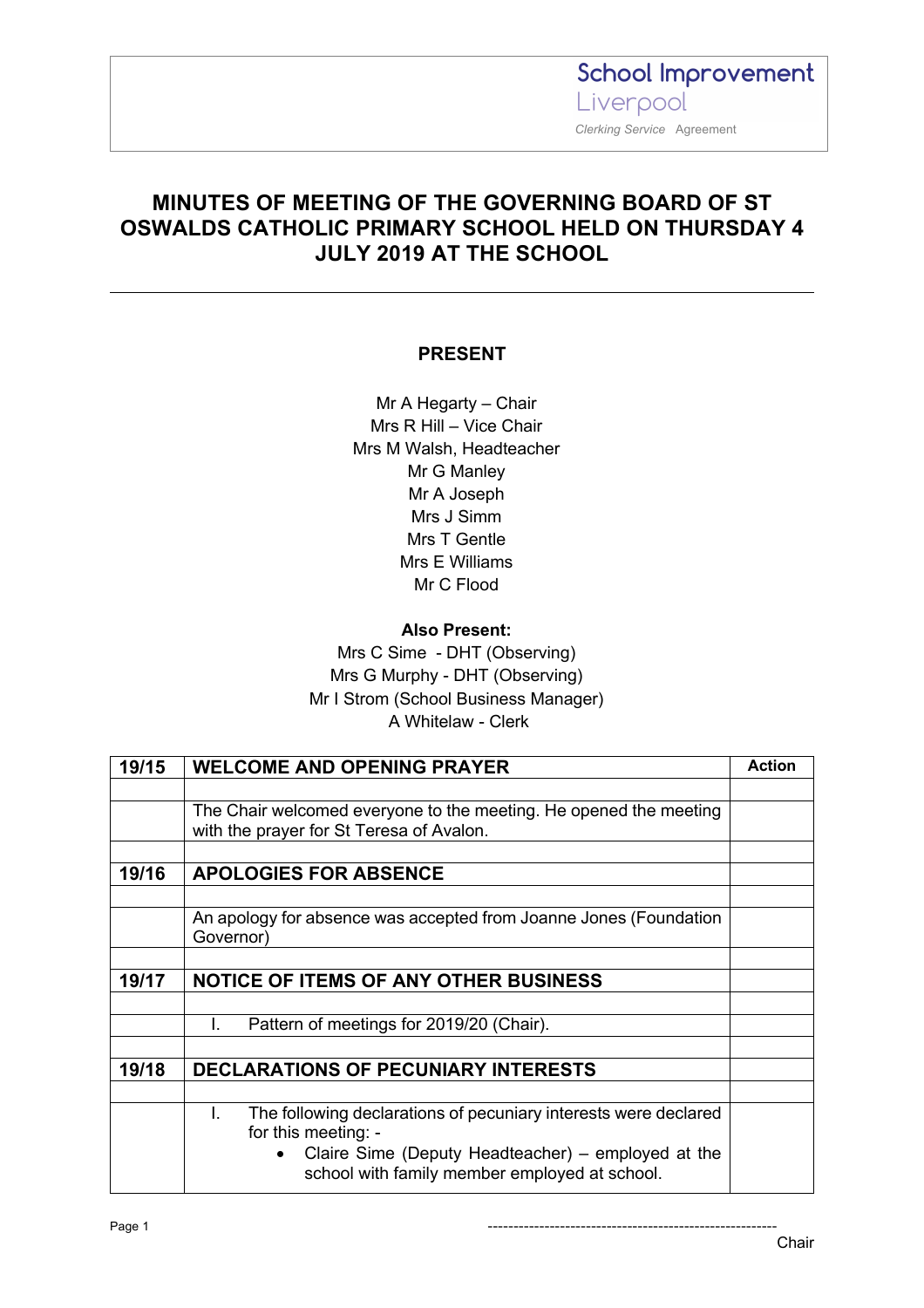School Improvement
Liverpool
*Clerking Service* Agreement

# MINUTES OF MEETING OF THE GOVERNING BOARD OF ST OSWALDS CATHOLIC PRIMARY SCHOOL HELD ON THURSDAY 4 JULY 2019 AT THE SCHOOL

## PRESENT

Mr A Hegarty – Chair
Mrs R Hill – Vice Chair
Mrs M Walsh, Headteacher
Mr G Manley
Mr A Joseph
Mrs J Simm
Mrs T Gentle
Mrs E Williams
Mr C Flood

**Also Present:**
Mrs C Sime - DHT (Observing)
Mrs G Murphy - DHT (Observing)
Mr I Strom (School Business Manager)
A Whitelaw - Clerk

| | | Action |
|---|---|---|
| **19/15** | **WELCOME AND OPENING PRAYER** | |
| | The Chair welcomed everyone to the meeting. He opened the meeting with the prayer for St Teresa of Avalon. | |
| **19/16** | **APOLOGIES FOR ABSENCE** | |
| | An apology for absence was accepted from Joanne Jones (Foundation Governor) | |
| **19/17** | **NOTICE OF ITEMS OF ANY OTHER BUSINESS** | |
| | I. Pattern of meetings for 2019/20 (Chair). | |
| **19/18** | **DECLARATIONS OF PECUNIARY INTERESTS** | |
| | I. The following declarations of pecuniary interests were declared for this meeting: -<br>• Claire Sime (Deputy Headteacher) – employed at the school with family member employed at school. | |

-------------------------------------------------------
Chair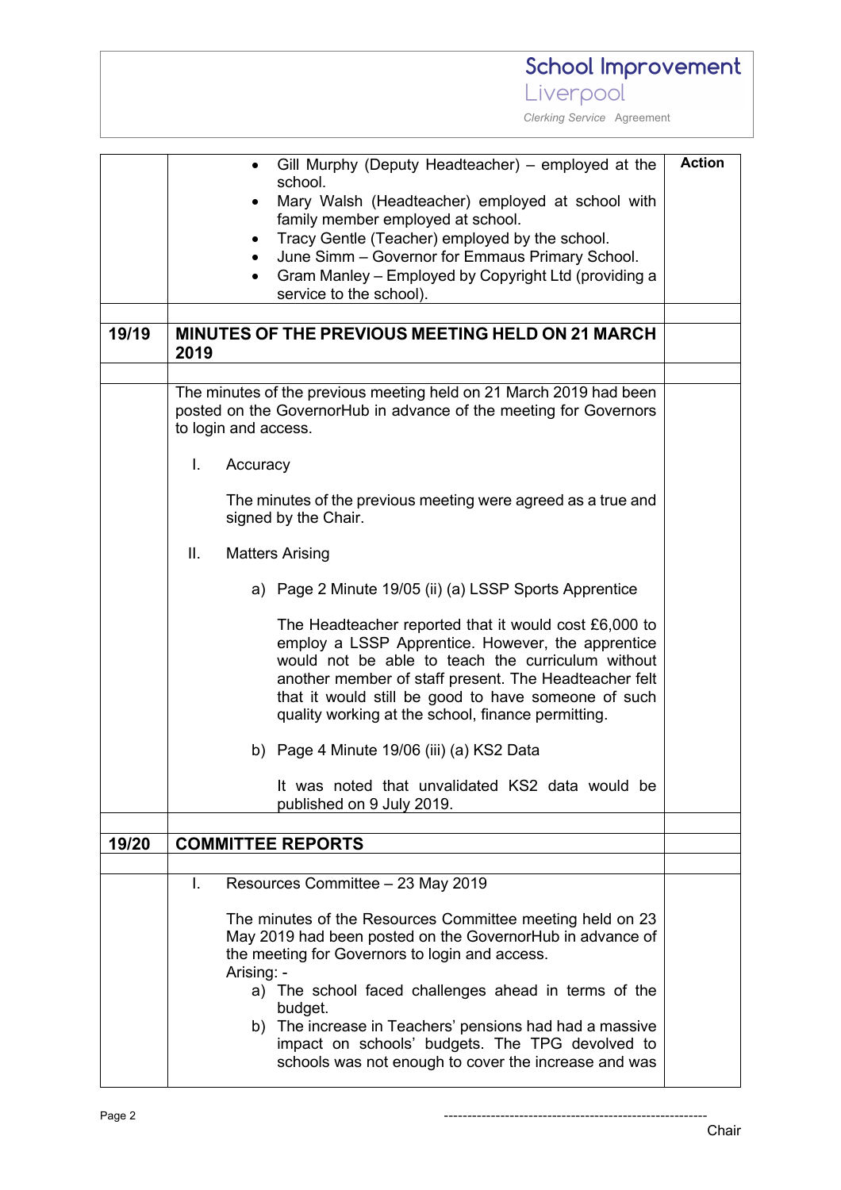| | | Action |
|---|---|---|
| | • Gill Murphy (Deputy Headteacher) – employed at the school.<br>• Mary Walsh (Headteacher) employed at school with family member employed at school.<br>• Tracy Gentle (Teacher) employed by the school.<br>• June Simm – Governor for Emmaus Primary School.<br>• Gram Manley – Employed by Copyright Ltd (providing a service to the school). | |
| | | |
| **19/19** | **MINUTES OF THE PREVIOUS MEETING HELD ON 21 MARCH 2019** | |
| | | |
| | The minutes of the previous meeting held on 21 March 2019 had been posted on the GovernorHub in advance of the meeting for Governors to login and access.<br><br>I. Accuracy<br><br>The minutes of the previous meeting were agreed as a true and signed by the Chair.<br><br>II. Matters Arising<br><br>a) Page 2 Minute 19/05 (ii) (a) LSSP Sports Apprentice<br><br>The Headteacher reported that it would cost £6,000 to employ a LSSP Apprentice. However, the apprentice would not be able to teach the curriculum without another member of staff present. The Headteacher felt that it would still be good to have someone of such quality working at the school, finance permitting.<br><br>b) Page 4 Minute 19/06 (iii) (a) KS2 Data<br><br>It was noted that unvalidated KS2 data would be published on 9 July 2019. | |
| | | |
| **19/20** | **COMMITTEE REPORTS** | |
| | | |
| | I. Resources Committee – 23 May 2019<br><br>The minutes of the Resources Committee meeting held on 23 May 2019 had been posted on the GovernorHub in advance of the meeting for Governors to login and access.<br>Arising: -<br>a) The school faced challenges ahead in terms of the budget.<br>b) The increase in Teachers' pensions had had a massive impact on schools' budgets. The TPG devolved to schools was not enough to cover the increase and was | |

--------------------------------------------------------
Chair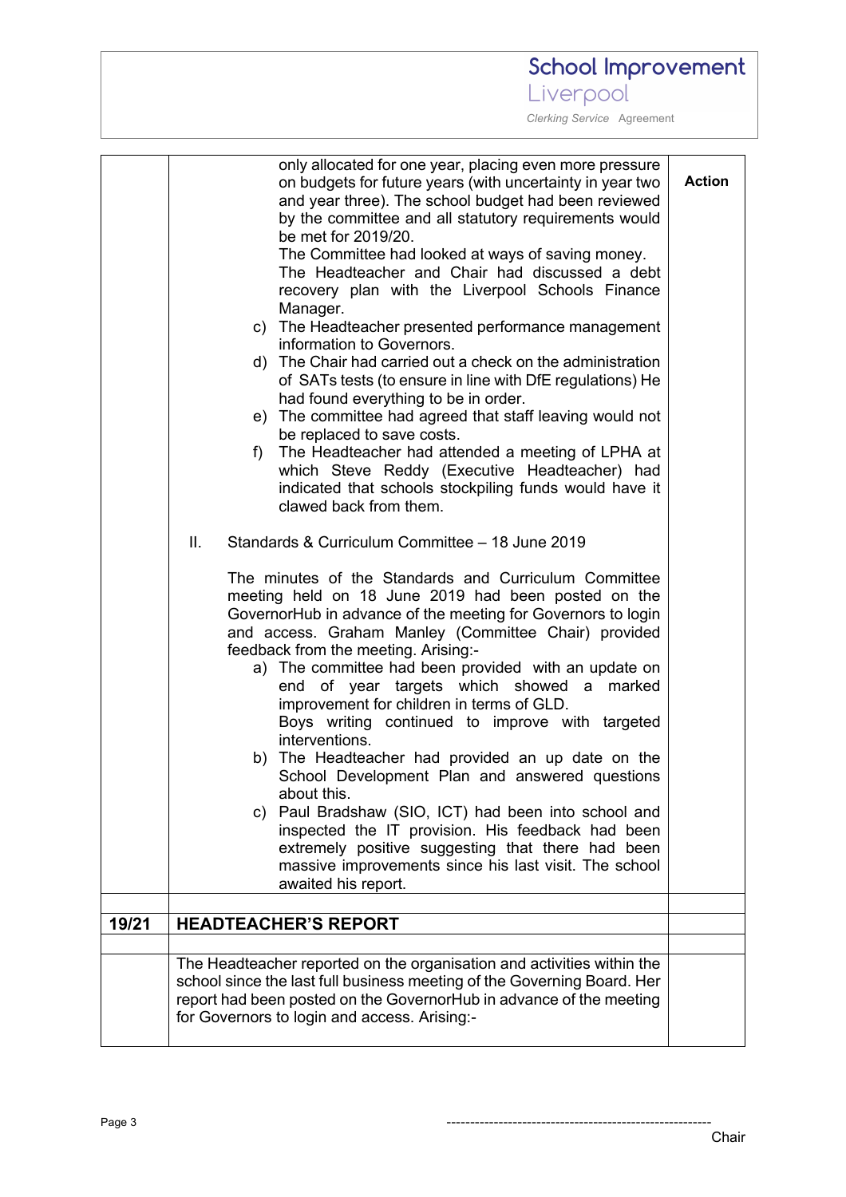only allocated for one year, placing even more pressure on budgets for future years (with uncertainty in year two and year three). The school budget had been reviewed by the committee and all statutory requirements would be met for 2019/20.

The Committee had looked at ways of saving money. The Headteacher and Chair had discussed a debt recovery plan with the Liverpool Schools Finance Manager.

c) The Headteacher presented performance management information to Governors.

d) The Chair had carried out a check on the administration of SATs tests (to ensure in line with DfE regulations) He had found everything to be in order.

e) The committee had agreed that staff leaving would not be replaced to save costs.

f) The Headteacher had attended a meeting of LPHA at which Steve Reddy (Executive Headteacher) had indicated that schools stockpiling funds would have it clawed back from them.

**Action**

II. Standards & Curriculum Committee – 18 June 2019

The minutes of the Standards and Curriculum Committee meeting held on 18 June 2019 had been posted on the GovernorHub in advance of the meeting for Governors to login and access. Graham Manley (Committee Chair) provided feedback from the meeting. Arising:-

a) The committee had been provided with an update on end of year targets which showed a marked improvement for children in terms of GLD. Boys writing continued to improve with targeted interventions.

b) The Headteacher had provided an up date on the School Development Plan and answered questions about this.

c) Paul Bradshaw (SIO, ICT) had been into school and inspected the IT provision. His feedback had been extremely positive suggesting that there had been massive improvements since his last visit. The school awaited his report.

| 19/21 | **HEADTEACHER'S REPORT** | |
|---|---|---|
| | The Headteacher reported on the organisation and activities within the school since the last full business meeting of the Governing Board. Her report had been posted on the GovernorHub in advance of the meeting for Governors to login and access. Arising:- | |

-------------------------------------------------------

Chair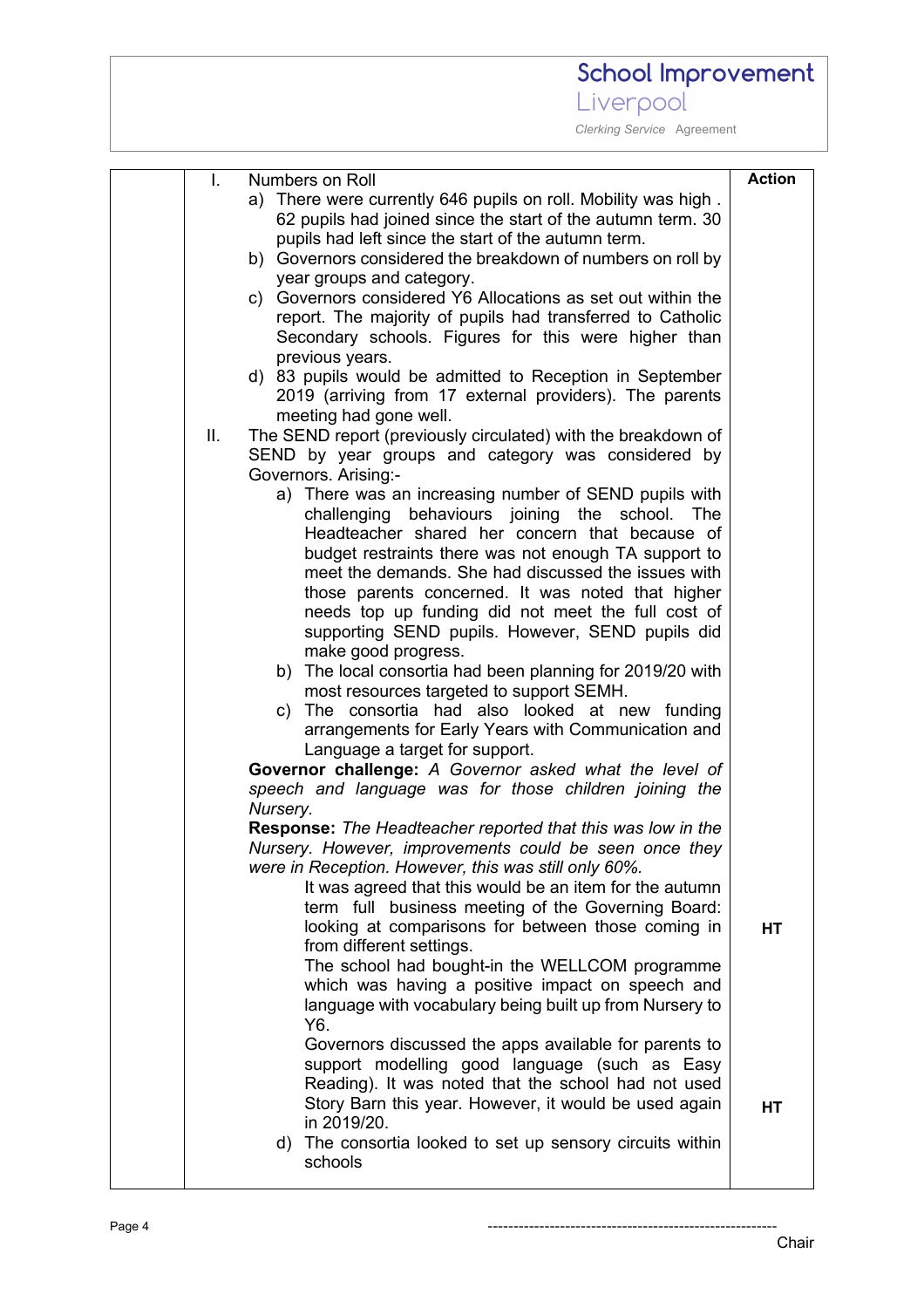| | | Action |
|---|---|---|
| | I. Numbers on Roll<br>a) There were currently 646 pupils on roll. Mobility was high . 62 pupils had joined since the start of the autumn term. 30 pupils had left since the start of the autumn term.<br>b) Governors considered the breakdown of numbers on roll by year groups and category.<br>c) Governors considered Y6 Allocations as set out within the report. The majority of pupils had transferred to Catholic Secondary schools. Figures for this were higher than previous years.<br>d) 83 pupils would be admitted to Reception in September 2019 (arriving from 17 external providers). The parents meeting had gone well. | |
| | II. The SEND report (previously circulated) with the breakdown of SEND by year groups and category was considered by Governors. Arising:-<br>a) There was an increasing number of SEND pupils with challenging behaviours joining the school. The Headteacher shared her concern that because of budget restraints there was not enough TA support to meet the demands. She had discussed the issues with those parents concerned. It was noted that higher needs top up funding did not meet the full cost of supporting SEND pupils. However, SEND pupils did make good progress.<br>b) The local consortia had been planning for 2019/20 with most resources targeted to support SEMH.<br>c) The consortia had also looked at new funding arrangements for Early Years with Communication and Language a target for support.<br>**Governor challenge:** *A Governor asked what the level of speech and language was for those children joining the Nursery.*<br>**Response:** *The Headteacher reported that this was low in the Nursery. However, improvements could be seen once they were in Reception. However, this was still only 60%.* | |
| | It was agreed that this would be an item for the autumn term full business meeting of the Governing Board: looking at comparisons for between those coming in from different settings. | HT |
| | The school had bought-in the WELLCOM programme which was having a positive impact on speech and language with vocabulary being built up from Nursery to Y6.<br>Governors discussed the apps available for parents to support modelling good language (such as Easy Reading). It was noted that the school had not used Story Barn this year. However, it would be used again in 2019/20. | HT |
| | d) The consortia looked to set up sensory circuits within schools | |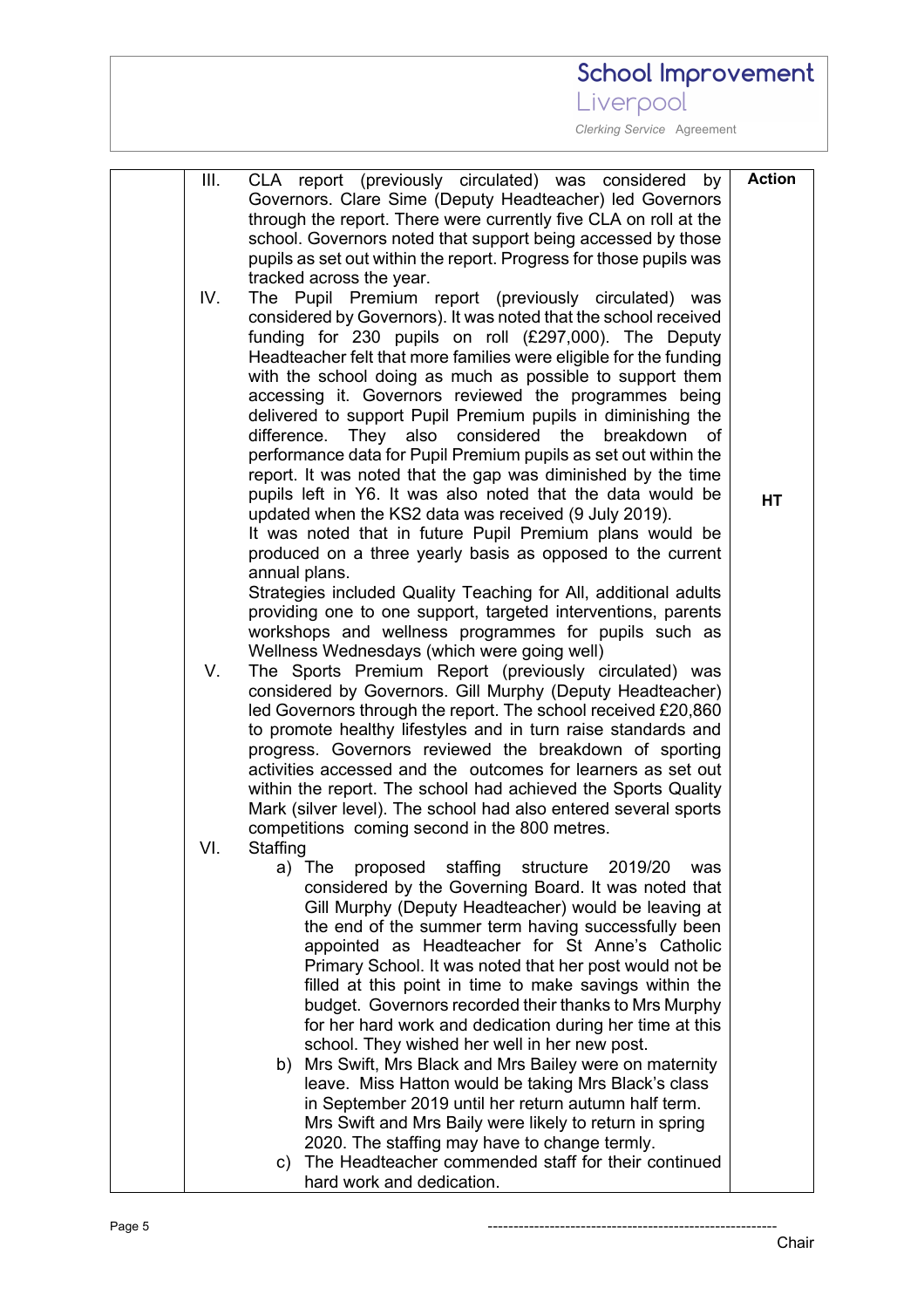| | | Action |
|---|---|---|
| | III. CLA report (previously circulated) was considered by Governors. Clare Sime (Deputy Headteacher) led Governors through the report. There were currently five CLA on roll at the school. Governors noted that support being accessed by those pupils as set out within the report. Progress for those pupils was tracked across the year. | |
| | IV. The Pupil Premium report (previously circulated) was considered by Governors). It was noted that the school received funding for 230 pupils on roll (£297,000). The Deputy Headteacher felt that more families were eligible for the funding with the school doing as much as possible to support them accessing it. Governors reviewed the programmes being delivered to support Pupil Premium pupils in diminishing the difference. They also considered the breakdown of performance data for Pupil Premium pupils as set out within the report. It was noted that the gap was diminished by the time pupils left in Y6. It was also noted that the data would be updated when the KS2 data was received (9 July 2019).<br>It was noted that in future Pupil Premium plans would be produced on a three yearly basis as opposed to the current annual plans.<br>Strategies included Quality Teaching for All, additional adults providing one to one support, targeted interventions, parents workshops and wellness programmes for pupils such as Wellness Wednesdays (which were going well) | **HT** |
| | V. The Sports Premium Report (previously circulated) was considered by Governors. Gill Murphy (Deputy Headteacher) led Governors through the report. The school received £20,860 to promote healthy lifestyles and in turn raise standards and progress. Governors reviewed the breakdown of sporting activities accessed and the outcomes for learners as set out within the report. The school had achieved the Sports Quality Mark (silver level). The school had also entered several sports competitions coming second in the 800 metres. | |
| | VI. Staffing<br>a) The proposed staffing structure 2019/20 was considered by the Governing Board. It was noted that Gill Murphy (Deputy Headteacher) would be leaving at the end of the summer term having successfully been appointed as Headteacher for St Anne's Catholic Primary School. It was noted that her post would not be filled at this point in time to make savings within the budget. Governors recorded their thanks to Mrs Murphy for her hard work and dedication during her time at this school. They wished her well in her new post.<br>b) Mrs Swift, Mrs Black and Mrs Bailey were on maternity leave. Miss Hatton would be taking Mrs Black's class in September 2019 until her return autumn half term. Mrs Swift and Mrs Baily were likely to return in spring 2020. The staffing may have to change termly.<br>c) The Headteacher commended staff for their continued hard work and dedication. | |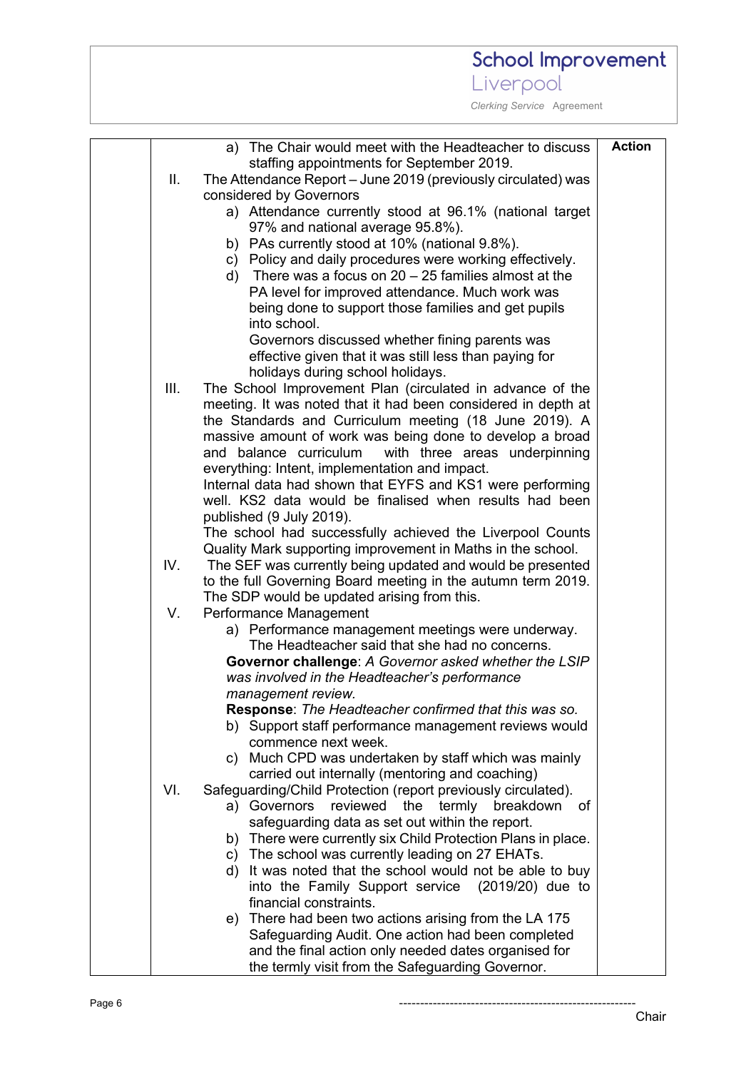| | | Action |
|---|---|---|
| | a) The Chair would meet with the Headteacher to discuss staffing appointments for September 2019.<br>II. The Attendance Report – June 2019 (previously circulated) was considered by Governors<br>a) Attendance currently stood at 96.1% (national target 97% and national average 95.8%).<br>b) PAs currently stood at 10% (national 9.8%).<br>c) Policy and daily procedures were working effectively.<br>d) There was a focus on 20 – 25 families almost at the PA level for improved attendance. Much work was being done to support those families and get pupils into school.<br>Governors discussed whether fining parents was effective given that it was still less than paying for holidays during school holidays.<br>III. The School Improvement Plan (circulated in advance of the meeting. It was noted that it had been considered in depth at the Standards and Curriculum meeting (18 June 2019). A massive amount of work was being done to develop a broad and balance curriculum with three areas underpinning everything: Intent, implementation and impact.<br>Internal data had shown that EYFS and KS1 were performing well. KS2 data would be finalised when results had been published (9 July 2019).<br>The school had successfully achieved the Liverpool Counts Quality Mark supporting improvement in Maths in the school.<br>IV. The SEF was currently being updated and would be presented to the full Governing Board meeting in the autumn term 2019. The SDP would be updated arising from this.<br>V. Performance Management<br>a) Performance management meetings were underway. The Headteacher said that she had no concerns.<br>**Governor challenge**: *A Governor asked whether the LSIP was involved in the Headteacher's performance management review.*<br>**Response**: *The Headteacher confirmed that this was so.*<br>b) Support staff performance management reviews would commence next week.<br>c) Much CPD was undertaken by staff which was mainly carried out internally (mentoring and coaching)<br>VI. Safeguarding/Child Protection (report previously circulated).<br>a) Governors reviewed the termly breakdown of safeguarding data as set out within the report.<br>b) There were currently six Child Protection Plans in place.<br>c) The school was currently leading on 27 EHATs.<br>d) It was noted that the school would not be able to buy into the Family Support service (2019/20) due to financial constraints.<br>e) There had been two actions arising from the LA 175 Safeguarding Audit. One action had been completed and the final action only needed dates organised for the termly visit from the Safeguarding Governor. | |

---------------------------------------------------------
Chair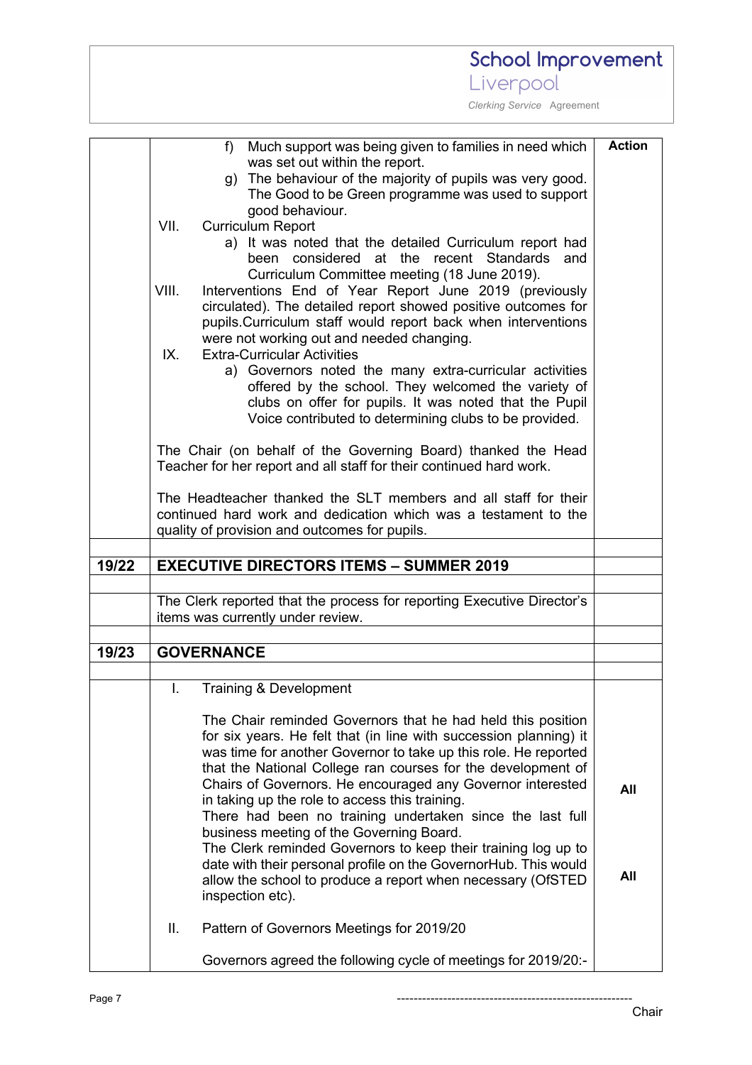| | | Action |
|---|---|---|
| | f) Much support was being given to families in need which was set out within the report.<br>g) The behaviour of the majority of pupils was very good. The Good to be Green programme was used to support good behaviour.<br>VII. Curriculum Report<br>a) It was noted that the detailed Curriculum report had been considered at the recent Standards and Curriculum Committee meeting (18 June 2019).<br>VIII. Interventions End of Year Report June 2019 (previously circulated). The detailed report showed positive outcomes for pupils.Curriculum staff would report back when interventions were not working out and needed changing.<br>IX. Extra-Curricular Activities<br>a) Governors noted the many extra-curricular activities offered by the school. They welcomed the variety of clubs on offer for pupils. It was noted that the Pupil Voice contributed to determining clubs to be provided.<br><br>The Chair (on behalf of the Governing Board) thanked the Head Teacher for her report and all staff for their continued hard work.<br><br>The Headteacher thanked the SLT members and all staff for their continued hard work and dedication which was a testament to the quality of provision and outcomes for pupils. | |
| | | |
| **19/22** | **EXECUTIVE DIRECTORS ITEMS – SUMMER 2019** | |
| | | |
| | The Clerk reported that the process for reporting Executive Director's items was currently under review. | |
| | | |
| **19/23** | **GOVERNANCE** | |
| | | |
| | I. Training & Development<br><br>The Chair reminded Governors that he had held this position for six years. He felt that (in line with succession planning) it was time for another Governor to take up this role. He reported that the National College ran courses for the development of Chairs of Governors. He encouraged any Governor interested in taking up the role to access this training. | **All** |
| | There had been no training undertaken since the last full business meeting of the Governing Board.<br>The Clerk reminded Governors to keep their training log up to date with their personal profile on the GovernorHub. This would allow the school to produce a report when necessary (OfSTED inspection etc). | **All** |
| | II. Pattern of Governors Meetings for 2019/20<br><br>Governors agreed the following cycle of meetings for 2019/20:- | |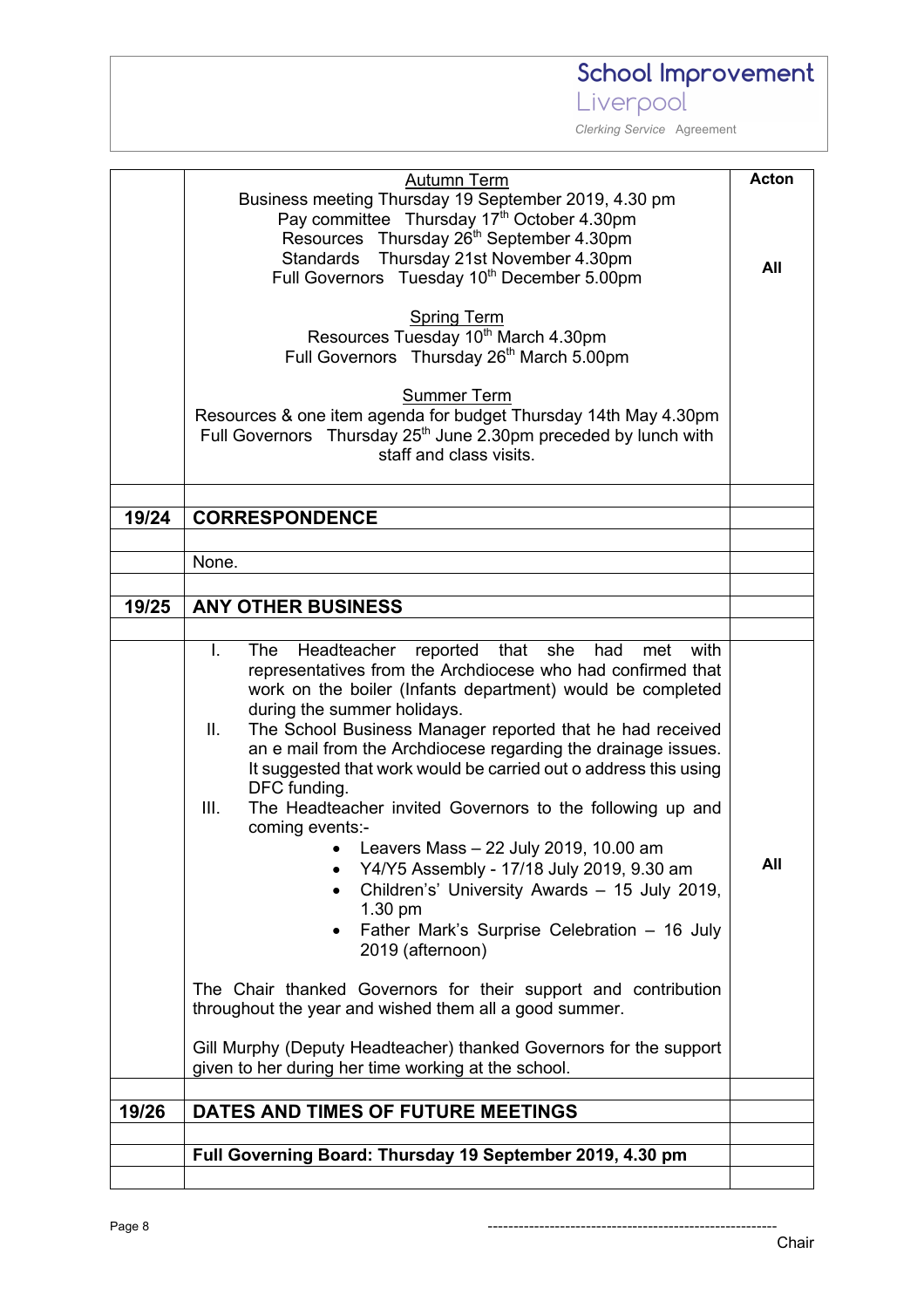| | | Acton |
|---|---|---|
| | <u>Autumn Term</u><br>Business meeting Thursday 19 September 2019, 4.30 pm<br>Pay committee Thursday 17th October 4.30pm<br>Resources Thursday 26th September 4.30pm<br>Standards Thursday 21st November 4.30pm<br>Full Governors Tuesday 10th December 5.00pm<br><br><u>Spring Term</u><br>Resources Tuesday 10th March 4.30pm<br>Full Governors Thursday 26th March 5.00pm<br><br><u>Summer Term</u><br>Resources & one item agenda for budget Thursday 14th May 4.30pm<br>Full Governors Thursday 25th June 2.30pm preceded by lunch with staff and class visits. | All |
| | | |
| **19/24** | **CORRESPONDENCE** | |
| | | |
| | None. | |
| | | |
| **19/25** | **ANY OTHER BUSINESS** | |
| | | |
| | I. The Headteacher reported that she had met with representatives from the Archdiocese who had confirmed that work on the boiler (Infants department) would be completed during the summer holidays.<br>II. The School Business Manager reported that he had received an e mail from the Archdiocese regarding the drainage issues. It suggested that work would be carried out o address this using DFC funding.<br>III. The Headteacher invited Governors to the following up and coming events:-<br>• Leavers Mass – 22 July 2019, 10.00 am<br>• Y4/Y5 Assembly - 17/18 July 2019, 9.30 am<br>• Children's' University Awards – 15 July 2019, 1.30 pm<br>• Father Mark's Surprise Celebration – 16 July 2019 (afternoon)<br><br>The Chair thanked Governors for their support and contribution throughout the year and wished them all a good summer.<br><br>Gill Murphy (Deputy Headteacher) thanked Governors for the support given to her during her time working at the school. | All |
| | | |
| **19/26** | **DATES AND TIMES OF FUTURE MEETINGS** | |
| | | |
| | **Full Governing Board: Thursday 19 September 2019, 4.30 pm** | |
| | | |

-------------------------------------------------------
Chair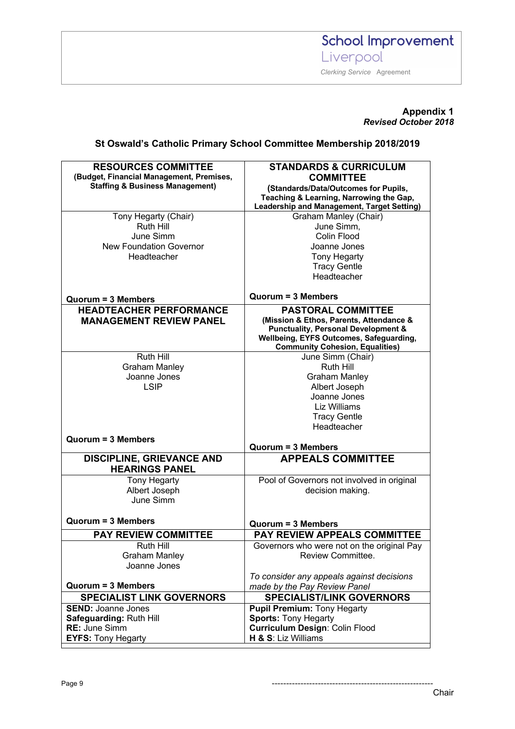School Improvement Liverpool
*Clerking Service* Agreement

**Appendix 1**
***Revised October 2018***

## St Oswald's Catholic Primary School Committee Membership 2018/2019

| | |
|---|---|
| **RESOURCES COMMITTEE** **(Budget, Financial Management, Premises, Staffing & Business Management)** | **STANDARDS & CURRICULUM COMMITTEE** **(Standards/Data/Outcomes for Pupils, Teaching & Learning, Narrowing the Gap, Leadership and Management, Target Setting)** |
| Tony Hegarty (Chair)<br>Ruth Hill<br>June Simm<br>New Foundation Governor<br>Headteacher<br><br>**Quorum = 3 Members** | Graham Manley (Chair)<br>June Simm,<br>Colin Flood<br>Joanne Jones<br>Tony Hegarty<br>Tracy Gentle<br>Headteacher<br><br>**Quorum = 3 Members** |
| **HEADTEACHER PERFORMANCE MANAGEMENT REVIEW PANEL** | **PASTORAL COMMITTEE** **(Mission & Ethos, Parents, Attendance & Punctuality, Personal Development & Wellbeing, EYFS Outcomes, Safeguarding, Community Cohesion, Equalities)** |
| Ruth Hill<br>Graham Manley<br>Joanne Jones<br>LSIP<br><br>**Quorum = 3 Members** | June Simm (Chair)<br>Ruth Hill<br>Graham Manley<br>Albert Joseph<br>Joanne Jones<br>Liz Williams<br>Tracy Gentle<br>Headteacher<br><br>**Quorum = 3 Members** |
| **DISCIPLINE, GRIEVANCE AND HEARINGS PANEL** | **APPEALS COMMITTEE** |
| Tony Hegarty<br>Albert Joseph<br>June Simm<br><br>**Quorum = 3 Members** | Pool of Governors not involved in original decision making.<br><br>**Quorum = 3 Members** |
| **PAY REVIEW COMMITTEE** | **PAY REVIEW APPEALS COMMITTEE** |
| Ruth Hill<br>Graham Manley<br>Joanne Jones<br><br>**Quorum = 3 Members** | Governors who were not on the original Pay Review Committee.<br><br>*To consider any appeals against decisions made by the Pay Review Panel* |
| **SPECIALIST LINK GOVERNORS** | **SPECIALIST/LINK GOVERNORS** |
| **SEND:** Joanne Jones<br>**Safeguarding:** Ruth Hill<br>**RE:** June Simm<br>**EYFS:** Tony Hegarty | **Pupil Premium:** Tony Hegarty<br>**Sports:** Tony Hegarty<br>**Curriculum Design**: Colin Flood<br>**H & S**: Liz Williams |

---------------------------------------------------------
Chair